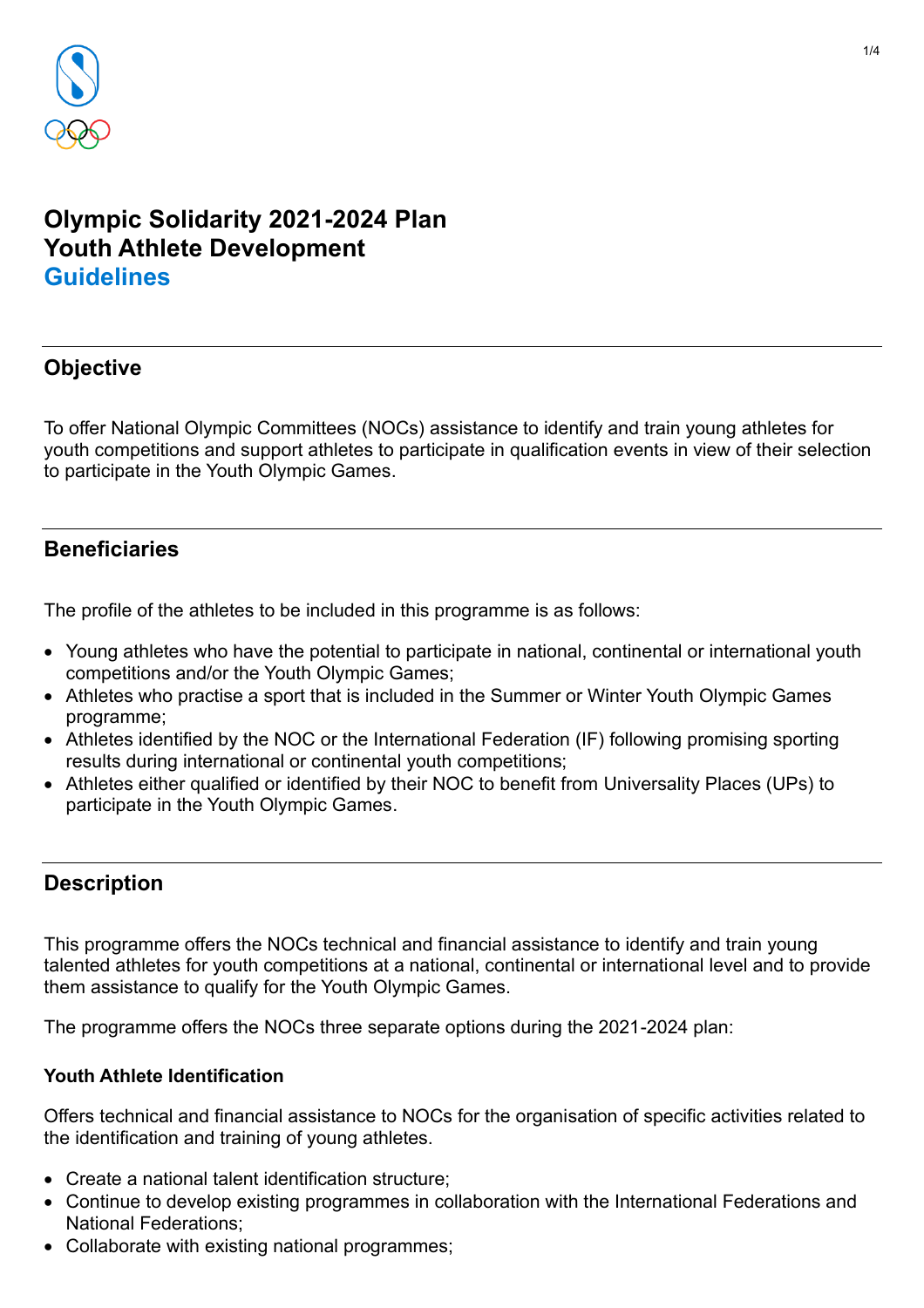# Olympic Solidarity 2021-2024 Plan
# Youth Athlete Development
# Guidelines

## Objective

To offer National Olympic Committees (NOCs) assistance to identify and train young athletes for youth competitions and support athletes to participate in qualification events in view of their selection to participate in the Youth Olympic Games.

## Beneficiaries

The profile of the athletes to be included in this programme is as follows:

- Young athletes who have the potential to participate in national, continental or international youth competitions and/or the Youth Olympic Games;
- Athletes who practise a sport that is included in the Summer or Winter Youth Olympic Games programme;
- Athletes identified by the NOC or the International Federation (IF) following promising sporting results during international or continental youth competitions;
- Athletes either qualified or identified by their NOC to benefit from Universality Places (UPs) to participate in the Youth Olympic Games.

## Description

This programme offers the NOCs technical and financial assistance to identify and train young talented athletes for youth competitions at a national, continental or international level and to provide them assistance to qualify for the Youth Olympic Games.

The programme offers the NOCs three separate options during the 2021-2024 plan:

### Youth Athlete Identification

Offers technical and financial assistance to NOCs for the organisation of specific activities related to the identification and training of young athletes.

- Create a national talent identification structure;
- Continue to develop existing programmes in collaboration with the International Federations and National Federations;
- Collaborate with existing national programmes;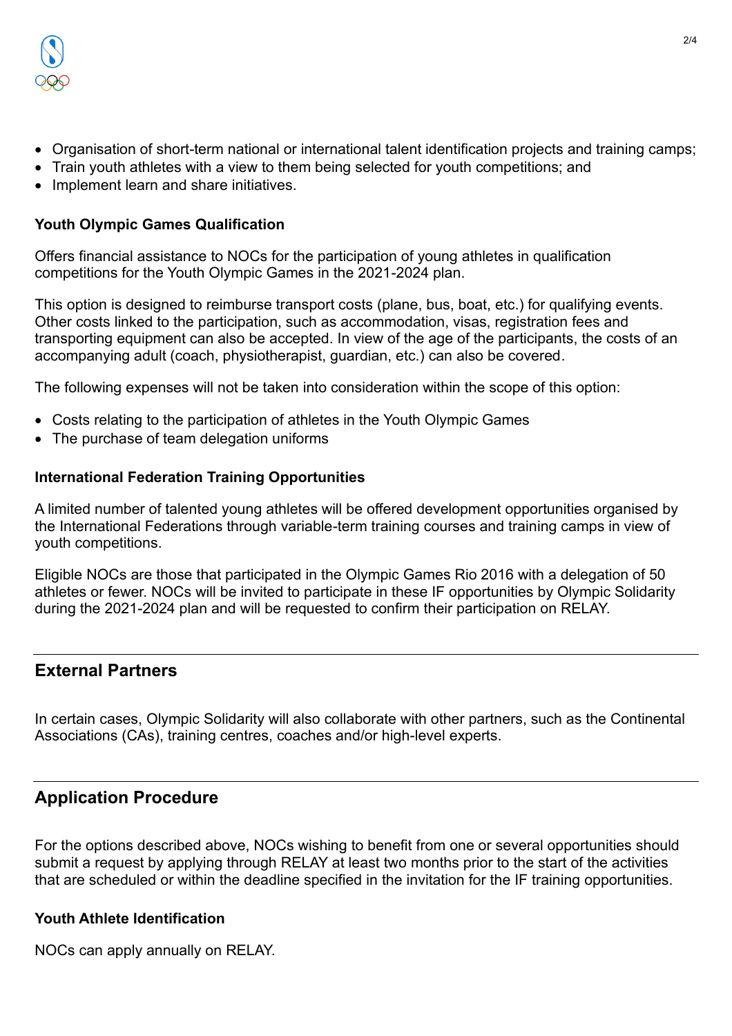- Organisation of short-term national or international talent identification projects and training camps;
- Train youth athletes with a view to them being selected for youth competitions; and
- Implement learn and share initiatives.

**Youth Olympic Games Qualification**

Offers financial assistance to NOCs for the participation of young athletes in qualification competitions for the Youth Olympic Games in the 2021-2024 plan.

This option is designed to reimburse transport costs (plane, bus, boat, etc.) for qualifying events. Other costs linked to the participation, such as accommodation, visas, registration fees and transporting equipment can also be accepted. In view of the age of the participants, the costs of an accompanying adult (coach, physiotherapist, guardian, etc.) can also be covered.

The following expenses will not be taken into consideration within the scope of this option:

- Costs relating to the participation of athletes in the Youth Olympic Games
- The purchase of team delegation uniforms

**International Federation Training Opportunities**

A limited number of talented young athletes will be offered development opportunities organised by the International Federations through variable-term training courses and training camps in view of youth competitions.

Eligible NOCs are those that participated in the Olympic Games Rio 2016 with a delegation of 50 athletes or fewer. NOCs will be invited to participate in these IF opportunities by Olympic Solidarity during the 2021-2024 plan and will be requested to confirm their participation on RELAY.

## External Partners

In certain cases, Olympic Solidarity will also collaborate with other partners, such as the Continental Associations (CAs), training centres, coaches and/or high-level experts.

## Application Procedure

For the options described above, NOCs wishing to benefit from one or several opportunities should submit a request by applying through RELAY at least two months prior to the start of the activities that are scheduled or within the deadline specified in the invitation for the IF training opportunities.

**Youth Athlete Identification**

NOCs can apply annually on RELAY.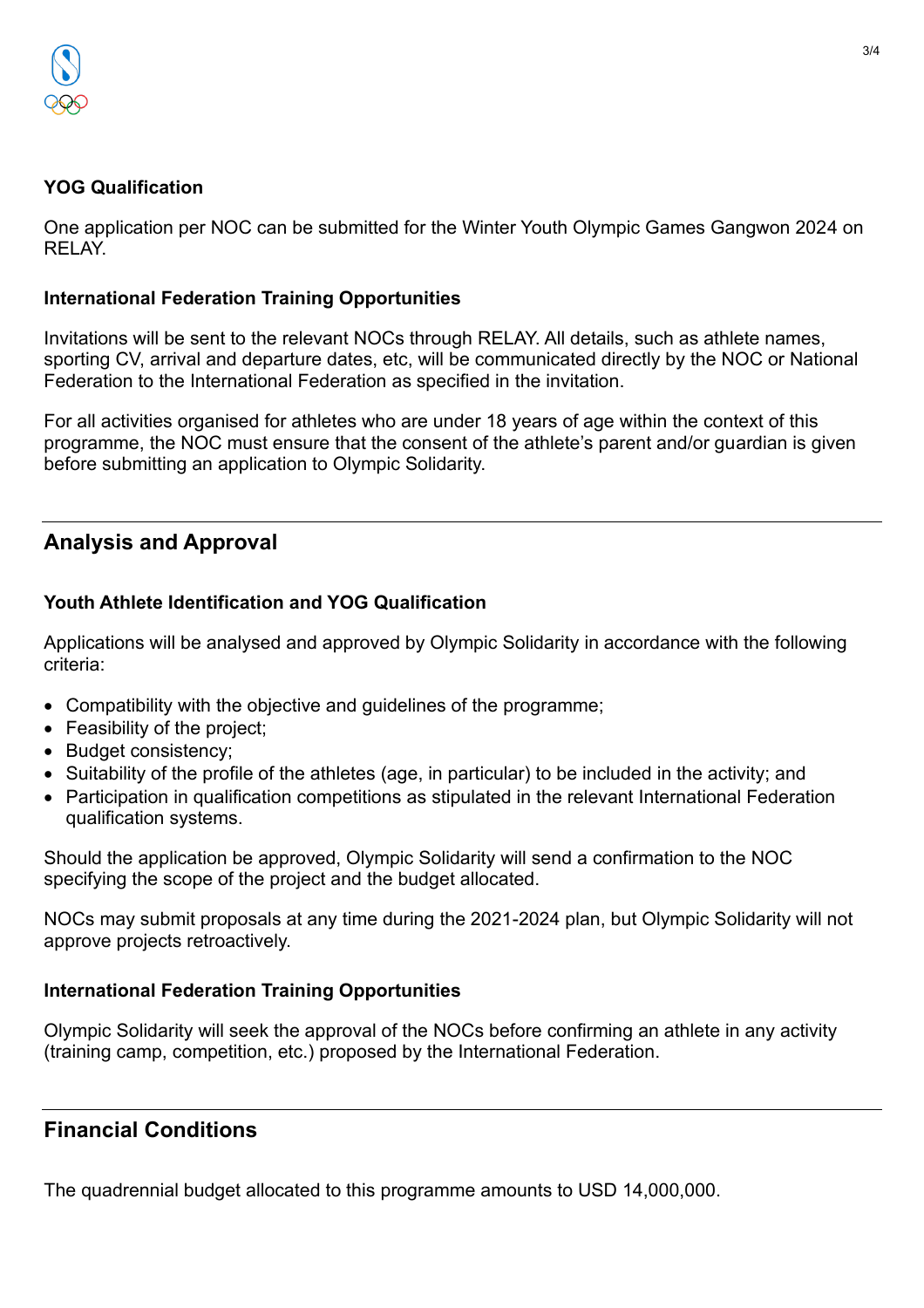### YOG Qualification

One application per NOC can be submitted for the Winter Youth Olympic Games Gangwon 2024 on RELAY.

### International Federation Training Opportunities

Invitations will be sent to the relevant NOCs through RELAY. All details, such as athlete names, sporting CV, arrival and departure dates, etc, will be communicated directly by the NOC or National Federation to the International Federation as specified in the invitation.

For all activities organised for athletes who are under 18 years of age within the context of this programme, the NOC must ensure that the consent of the athlete's parent and/or guardian is given before submitting an application to Olympic Solidarity.

## Analysis and Approval

### Youth Athlete Identification and YOG Qualification

Applications will be analysed and approved by Olympic Solidarity in accordance with the following criteria:

- Compatibility with the objective and guidelines of the programme;
- Feasibility of the project;
- Budget consistency;
- Suitability of the profile of the athletes (age, in particular) to be included in the activity; and
- Participation in qualification competitions as stipulated in the relevant International Federation qualification systems.

Should the application be approved, Olympic Solidarity will send a confirmation to the NOC specifying the scope of the project and the budget allocated.

NOCs may submit proposals at any time during the 2021-2024 plan, but Olympic Solidarity will not approve projects retroactively.

### International Federation Training Opportunities

Olympic Solidarity will seek the approval of the NOCs before confirming an athlete in any activity (training camp, competition, etc.) proposed by the International Federation.

## Financial Conditions

The quadrennial budget allocated to this programme amounts to USD 14,000,000.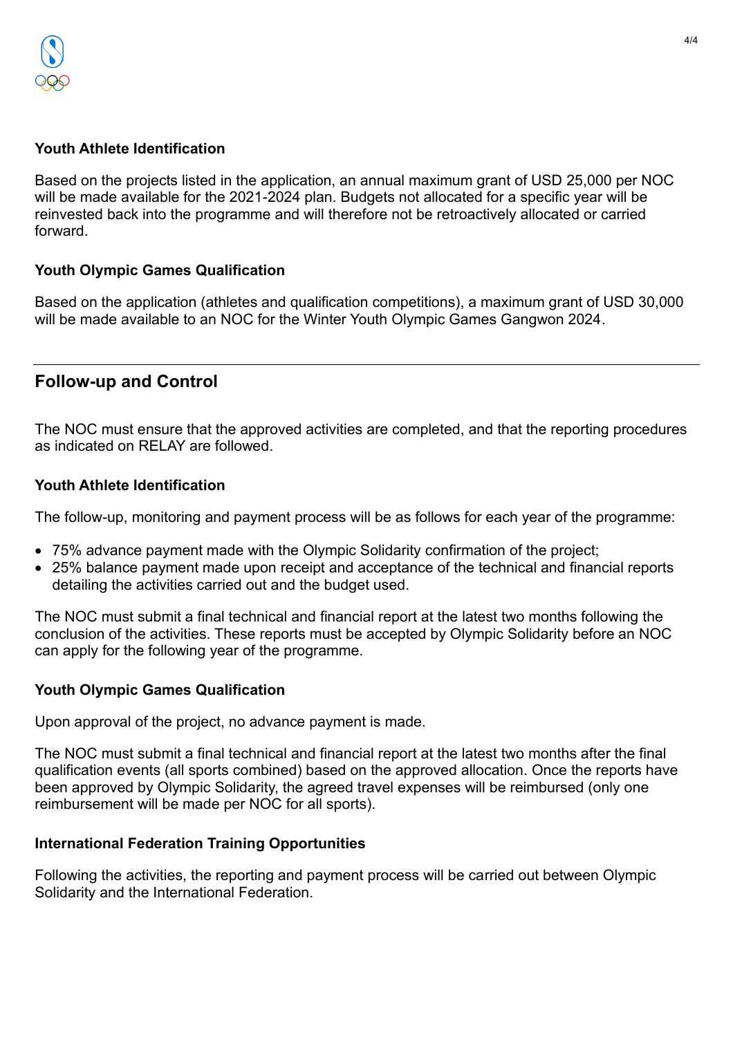### Youth Athlete Identification

Based on the projects listed in the application, an annual maximum grant of USD 25,000 per NOC will be made available for the 2021-2024 plan. Budgets not allocated for a specific year will be reinvested back into the programme and will therefore not be retroactively allocated or carried forward.

### Youth Olympic Games Qualification

Based on the application (athletes and qualification competitions), a maximum grant of USD 30,000 will be made available to an NOC for the Winter Youth Olympic Games Gangwon 2024.

---

## Follow-up and Control

The NOC must ensure that the approved activities are completed, and that the reporting procedures as indicated on RELAY are followed.

### Youth Athlete Identification

The follow-up, monitoring and payment process will be as follows for each year of the programme:

- 75% advance payment made with the Olympic Solidarity confirmation of the project;
- 25% balance payment made upon receipt and acceptance of the technical and financial reports detailing the activities carried out and the budget used.

The NOC must submit a final technical and financial report at the latest two months following the conclusion of the activities. These reports must be accepted by Olympic Solidarity before an NOC can apply for the following year of the programme.

### Youth Olympic Games Qualification

Upon approval of the project, no advance payment is made.

The NOC must submit a final technical and financial report at the latest two months after the final qualification events (all sports combined) based on the approved allocation. Once the reports have been approved by Olympic Solidarity, the agreed travel expenses will be reimbursed (only one reimbursement will be made per NOC for all sports).

### International Federation Training Opportunities

Following the activities, the reporting and payment process will be carried out between Olympic Solidarity and the International Federation.